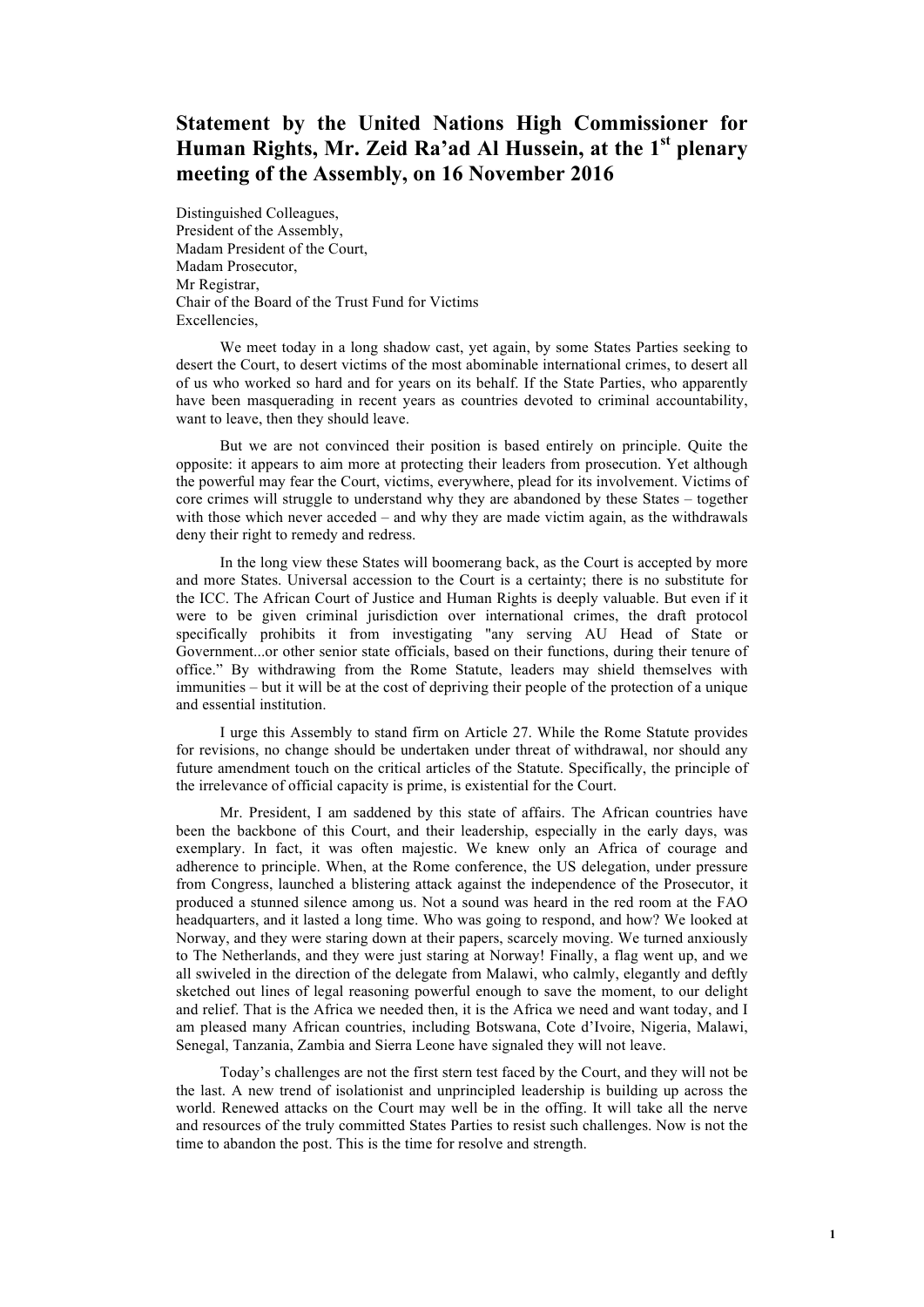# Statement by the United Nations High Commissioner for Human Rights, Mr. Zeid Ra'ad Al Hussein, at the 1st plenary meeting of the Assembly, on 16 November 2016

Distinguished Colleagues,
President of the Assembly,
Madam President of the Court,
Madam Prosecutor,
Mr Registrar,
Chair of the Board of the Trust Fund for Victims
Excellencies,

We meet today in a long shadow cast, yet again, by some States Parties seeking to desert the Court, to desert victims of the most abominable international crimes, to desert all of us who worked so hard and for years on its behalf. If the State Parties, who apparently have been masquerading in recent years as countries devoted to criminal accountability, want to leave, then they should leave.

But we are not convinced their position is based entirely on principle. Quite the opposite: it appears to aim more at protecting their leaders from prosecution. Yet although the powerful may fear the Court, victims, everywhere, plead for its involvement. Victims of core crimes will struggle to understand why they are abandoned by these States – together with those which never acceded – and why they are made victim again, as the withdrawals deny their right to remedy and redress.

In the long view these States will boomerang back, as the Court is accepted by more and more States. Universal accession to the Court is a certainty; there is no substitute for the ICC. The African Court of Justice and Human Rights is deeply valuable. But even if it were to be given criminal jurisdiction over international crimes, the draft protocol specifically prohibits it from investigating "any serving AU Head of State or Government...or other senior state officials, based on their functions, during their tenure of office." By withdrawing from the Rome Statute, leaders may shield themselves with immunities – but it will be at the cost of depriving their people of the protection of a unique and essential institution.

I urge this Assembly to stand firm on Article 27. While the Rome Statute provides for revisions, no change should be undertaken under threat of withdrawal, nor should any future amendment touch on the critical articles of the Statute. Specifically, the principle of the irrelevance of official capacity is prime, is existential for the Court.

Mr. President, I am saddened by this state of affairs. The African countries have been the backbone of this Court, and their leadership, especially in the early days, was exemplary. In fact, it was often majestic. We knew only an Africa of courage and adherence to principle. When, at the Rome conference, the US delegation, under pressure from Congress, launched a blistering attack against the independence of the Prosecutor, it produced a stunned silence among us. Not a sound was heard in the red room at the FAO headquarters, and it lasted a long time. Who was going to respond, and how? We looked at Norway, and they were staring down at their papers, scarcely moving. We turned anxiously to The Netherlands, and they were just staring at Norway! Finally, a flag went up, and we all swiveled in the direction of the delegate from Malawi, who calmly, elegantly and deftly sketched out lines of legal reasoning powerful enough to save the moment, to our delight and relief. That is the Africa we needed then, it is the Africa we need and want today, and I am pleased many African countries, including Botswana, Cote d'Ivoire, Nigeria, Malawi, Senegal, Tanzania, Zambia and Sierra Leone have signaled they will not leave.

Today's challenges are not the first stern test faced by the Court, and they will not be the last. A new trend of isolationist and unprincipled leadership is building up across the world. Renewed attacks on the Court may well be in the offing. It will take all the nerve and resources of the truly committed States Parties to resist such challenges. Now is not the time to abandon the post. This is the time for resolve and strength.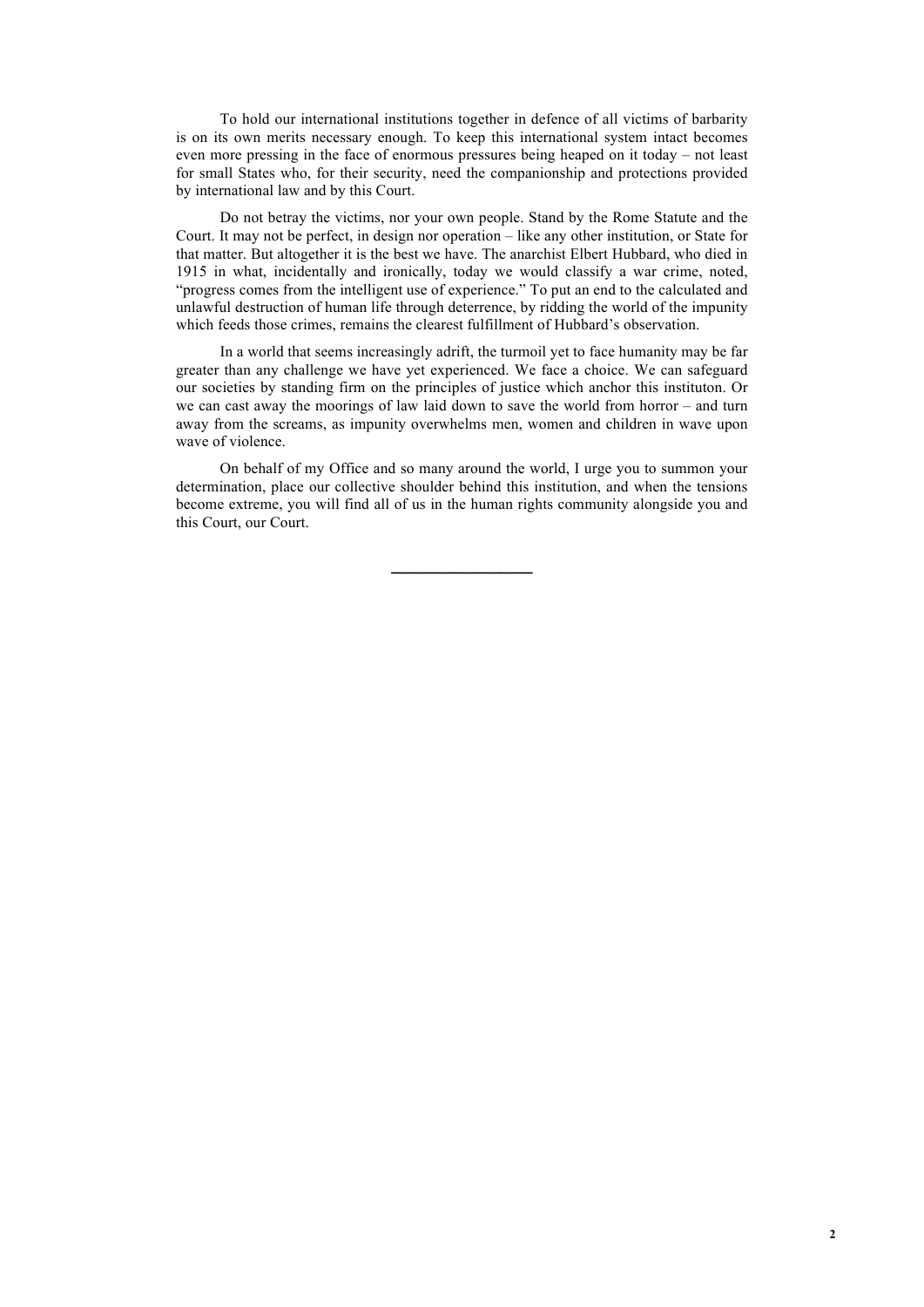To hold our international institutions together in defence of all victims of barbarity is on its own merits necessary enough. To keep this international system intact becomes even more pressing in the face of enormous pressures being heaped on it today – not least for small States who, for their security, need the companionship and protections provided by international law and by this Court.

Do not betray the victims, nor your own people. Stand by the Rome Statute and the Court. It may not be perfect, in design nor operation – like any other institution, or State for that matter. But altogether it is the best we have. The anarchist Elbert Hubbard, who died in 1915 in what, incidentally and ironically, today we would classify a war crime, noted, "progress comes from the intelligent use of experience." To put an end to the calculated and unlawful destruction of human life through deterrence, by ridding the world of the impunity which feeds those crimes, remains the clearest fulfillment of Hubbard's observation.

In a world that seems increasingly adrift, the turmoil yet to face humanity may be far greater than any challenge we have yet experienced. We face a choice. We can safeguard our societies by standing firm on the principles of justice which anchor this instituton. Or we can cast away the moorings of law laid down to save the world from horror – and turn away from the screams, as impunity overwhelms men, women and children in wave upon wave of violence.

On behalf of my Office and so many around the world, I urge you to summon your determination, place our collective shoulder behind this institution, and when the tensions become extreme, you will find all of us in the human rights community alongside you and this Court, our Court.

---